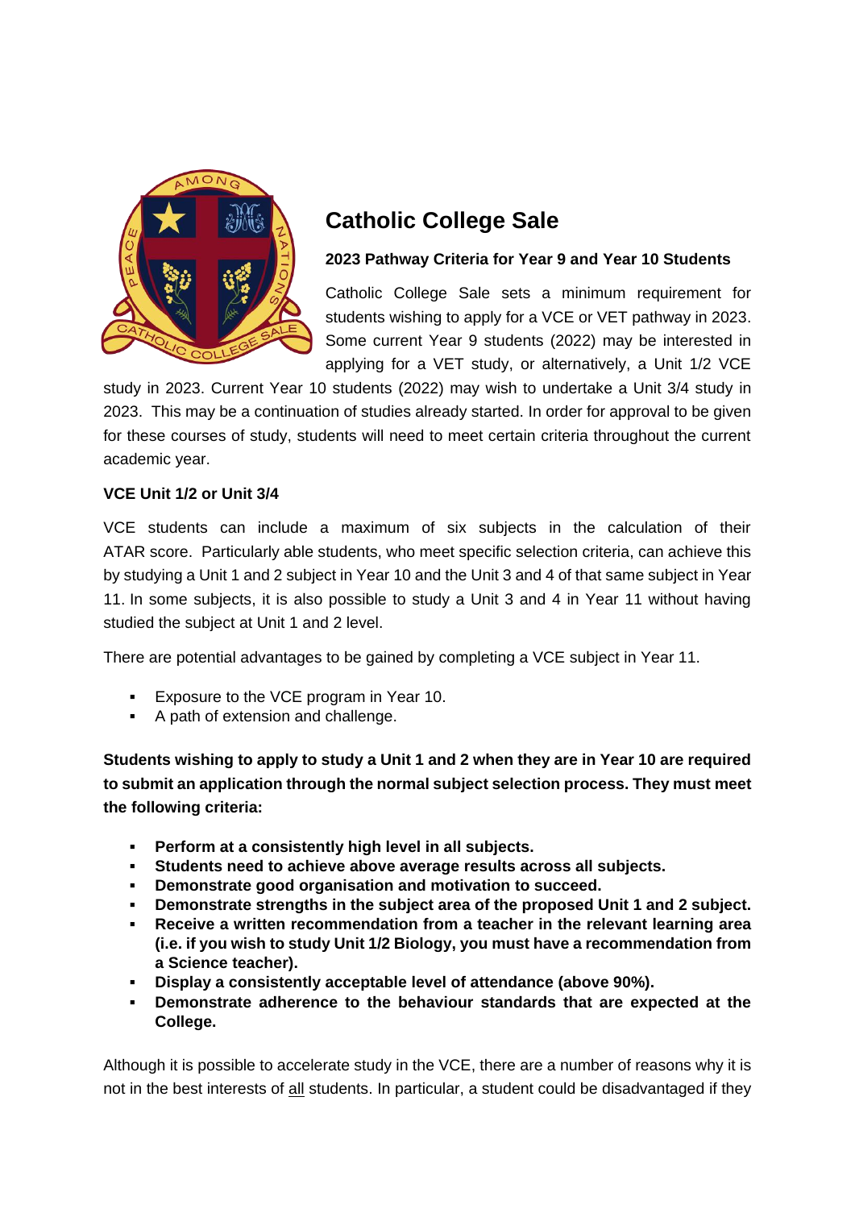# Catholic College Sale

### 2023 Pathway Criteria for Year 9 and Year 10 Students

Catholic College Sale sets a minimum requirement for students wishing to apply for a VCE or VET pathway in 2023. Some current Year 9 students (2022) may be interested in applying for a VET study, or alternatively, a Unit 1/2 VCE study in 2023. Current Year 10 students (2022) may wish to undertake a Unit 3/4 study in 2023. This may be a continuation of studies already started. In order for approval to be given for these courses of study, students will need to meet certain criteria throughout the current academic year.

**VCE Unit 1/2 or Unit 3/4**

VCE students can include a maximum of six subjects in the calculation of their ATAR score. Particularly able students, who meet specific selection criteria, can achieve this by studying a Unit 1 and 2 subject in Year 10 and the Unit 3 and 4 of that same subject in Year 11. In some subjects, it is also possible to study a Unit 3 and 4 in Year 11 without having studied the subject at Unit 1 and 2 level.

There are potential advantages to be gained by completing a VCE subject in Year 11.

- Exposure to the VCE program in Year 10.
- A path of extension and challenge.

**Students wishing to apply to study a Unit 1 and 2 when they are in Year 10 are required to submit an application through the normal subject selection process. They must meet the following criteria:**

- **Perform at a consistently high level in all subjects.**
- **Students need to achieve above average results across all subjects.**
- **Demonstrate good organisation and motivation to succeed.**
- **Demonstrate strengths in the subject area of the proposed Unit 1 and 2 subject.**
- **Receive a written recommendation from a teacher in the relevant learning area (i.e. if you wish to study Unit 1/2 Biology, you must have a recommendation from a Science teacher).**
- **Display a consistently acceptable level of attendance (above 90%).**
- **Demonstrate adherence to the behaviour standards that are expected at the College.**

Although it is possible to accelerate study in the VCE, there are a number of reasons why it is not in the best interests of all students. In particular, a student could be disadvantaged if they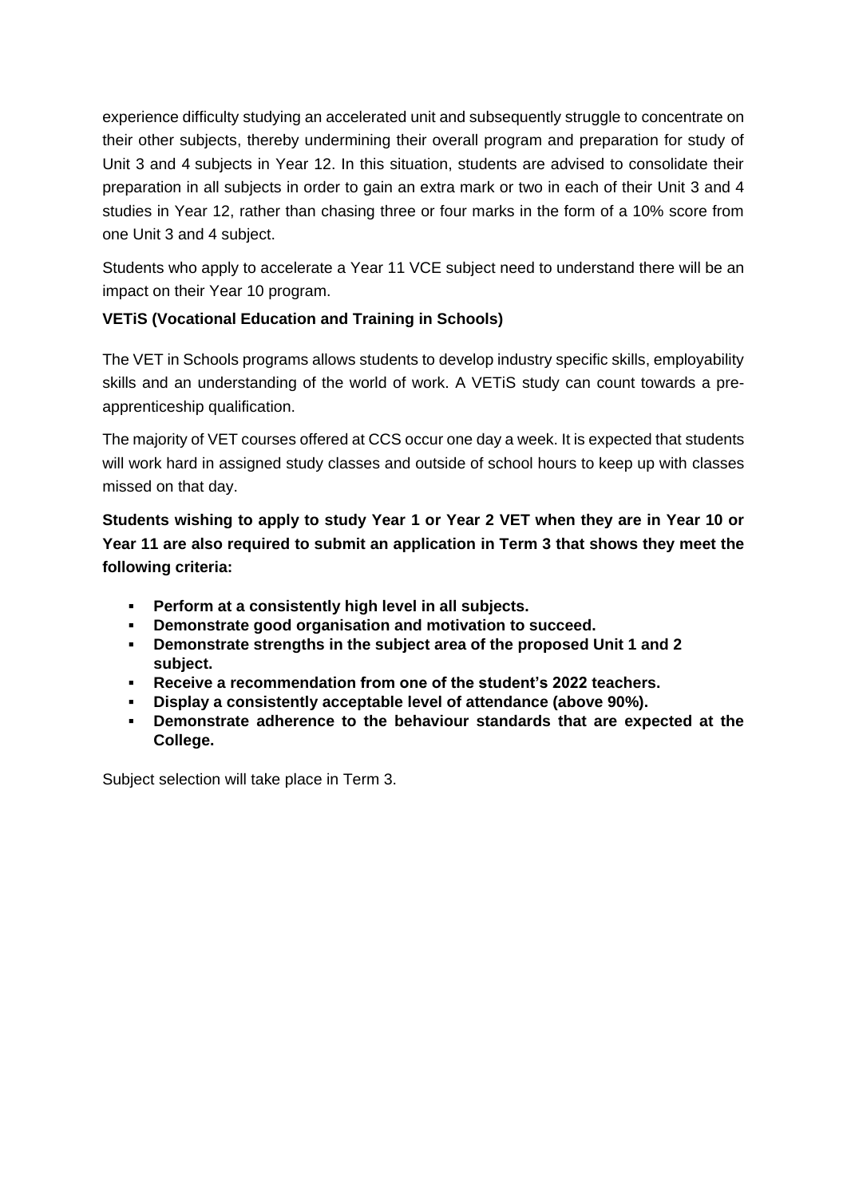experience difficulty studying an accelerated unit and subsequently struggle to concentrate on their other subjects, thereby undermining their overall program and preparation for study of Unit 3 and 4 subjects in Year 12. In this situation, students are advised to consolidate their preparation in all subjects in order to gain an extra mark or two in each of their Unit 3 and 4 studies in Year 12, rather than chasing three or four marks in the form of a 10% score from one Unit 3 and 4 subject.

Students who apply to accelerate a Year 11 VCE subject need to understand there will be an impact on their Year 10 program.

**VETiS (Vocational Education and Training in Schools)**

The VET in Schools programs allows students to develop industry specific skills, employability skills and an understanding of the world of work. A VETiS study can count towards a pre-apprenticeship qualification.

The majority of VET courses offered at CCS occur one day a week. It is expected that students will work hard in assigned study classes and outside of school hours to keep up with classes missed on that day.

**Students wishing to apply to study Year 1 or Year 2 VET when they are in Year 10 or Year 11 are also required to submit an application in Term 3 that shows they meet the following criteria:**

- **Perform at a consistently high level in all subjects.**
- **Demonstrate good organisation and motivation to succeed.**
- **Demonstrate strengths in the subject area of the proposed Unit 1 and 2 subject.**
- **Receive a recommendation from one of the student's 2022 teachers.**
- **Display a consistently acceptable level of attendance (above 90%).**
- **Demonstrate adherence to the behaviour standards that are expected at the College.**

Subject selection will take place in Term 3.